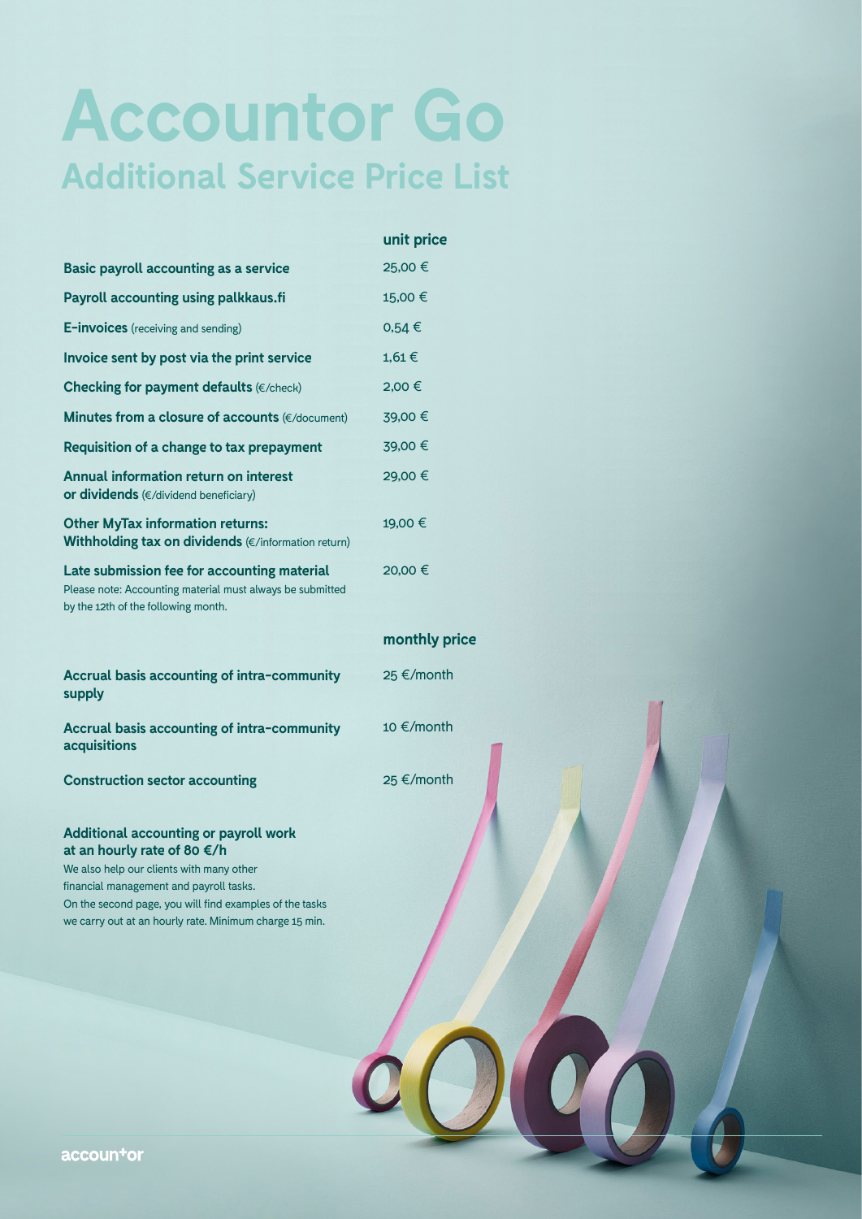# Accountor Go

## Additional Service Price List

| | unit price |
|---|---|
| **Basic payroll accounting as a service** | 25,00 € |
| **Payroll accounting using palkkaus.fi** | 15,00 € |
| **E-invoices** (receiving and sending) | 0,54 € |
| **Invoice sent by post via the print service** | 1,61 € |
| **Checking for payment defaults** (€/check) | 2,00 € |
| **Minutes from a closure of accounts** (€/document) | 39,00 € |
| **Requisition of a change to tax prepayment** | 39,00 € |
| **Annual information return on interest or dividends** (€/dividend beneficiary) | 29,00 € |
| **Other MyTax information returns: Withholding tax on dividends** (€/information return) | 19,00 € |
| **Late submission fee for accounting material** Please note: Accounting material must always be submitted by the 12th of the following month. | 20,00 € |

| | monthly price |
|---|---|
| **Accrual basis accounting of intra-community supply** | 25 €/month |
| **Accrual basis accounting of intra-community acquisitions** | 10 €/month |
| **Construction sector accounting** | 25 €/month |

**Additional accounting or payroll work at an hourly rate of 80 €/h**

We also help our clients with many other financial management and payroll tasks. On the second page, you will find examples of the tasks we carry out at an hourly rate. Minimum charge 15 min.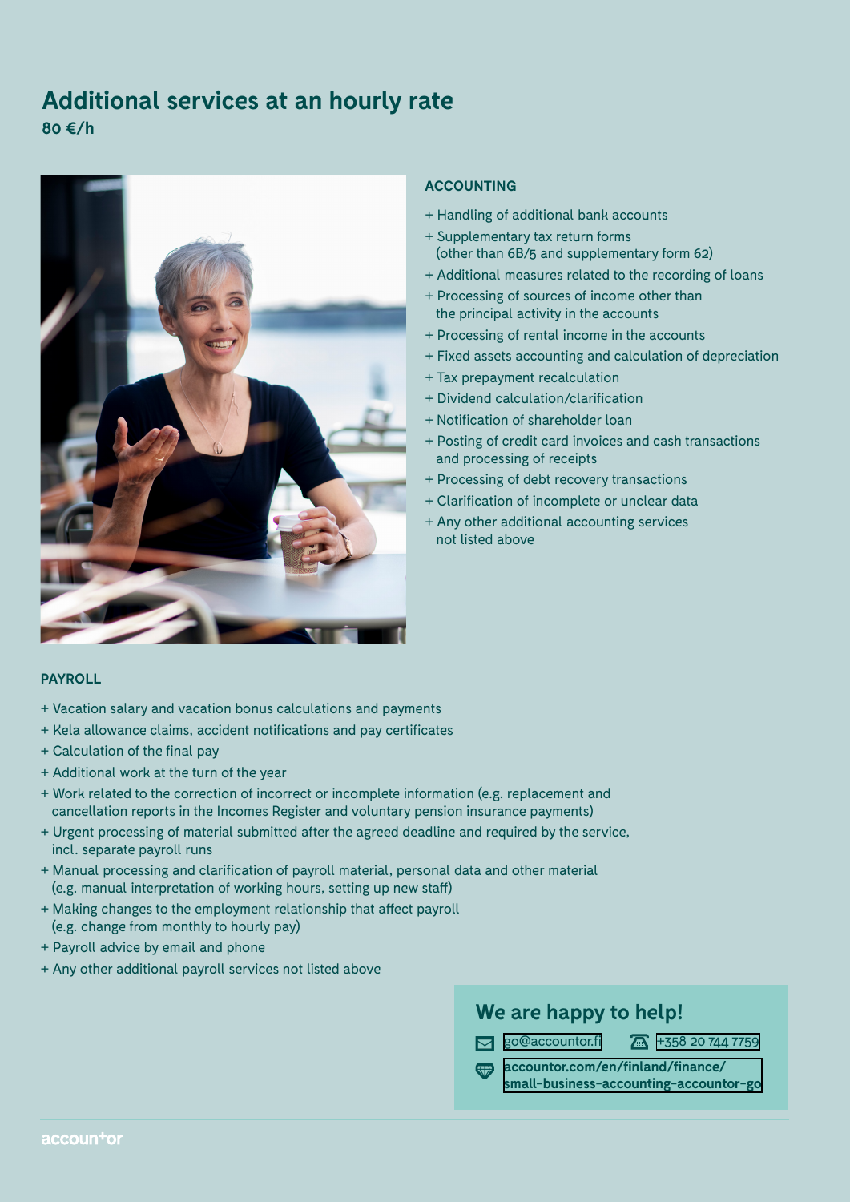# Additional services at an hourly rate

**80 €/h**

## ACCOUNTING

+ Handling of additional bank accounts
+ Supplementary tax return forms (other than 6B/5 and supplementary form 62)
+ Additional measures related to the recording of loans
+ Processing of sources of income other than the principal activity in the accounts
+ Processing of rental income in the accounts
+ Fixed assets accounting and calculation of depreciation
+ Tax prepayment recalculation
+ Dividend calculation/clarification
+ Notification of shareholder loan
+ Posting of credit card invoices and cash transactions and processing of receipts
+ Processing of debt recovery transactions
+ Clarification of incomplete or unclear data
+ Any other additional accounting services not listed above

## PAYROLL

+ Vacation salary and vacation bonus calculations and payments
+ Kela allowance claims, accident notifications and pay certificates
+ Calculation of the final pay
+ Additional work at the turn of the year
+ Work related to the correction of incorrect or incomplete information (e.g. replacement and cancellation reports in the Incomes Register and voluntary pension insurance payments)
+ Urgent processing of material submitted after the agreed deadline and required by the service, incl. separate payroll runs
+ Manual processing and clarification of payroll material, personal data and other material (e.g. manual interpretation of working hours, setting up new staff)
+ Making changes to the employment relationship that affect payroll (e.g. change from monthly to hourly pay)
+ Payroll advice by email and phone
+ Any other additional payroll services not listed above

## We are happy to help!

go@accountor.fi

+358 20 744 7759

accountor.com/en/finland/finance/small-business-accounting-accountor-go

accountor